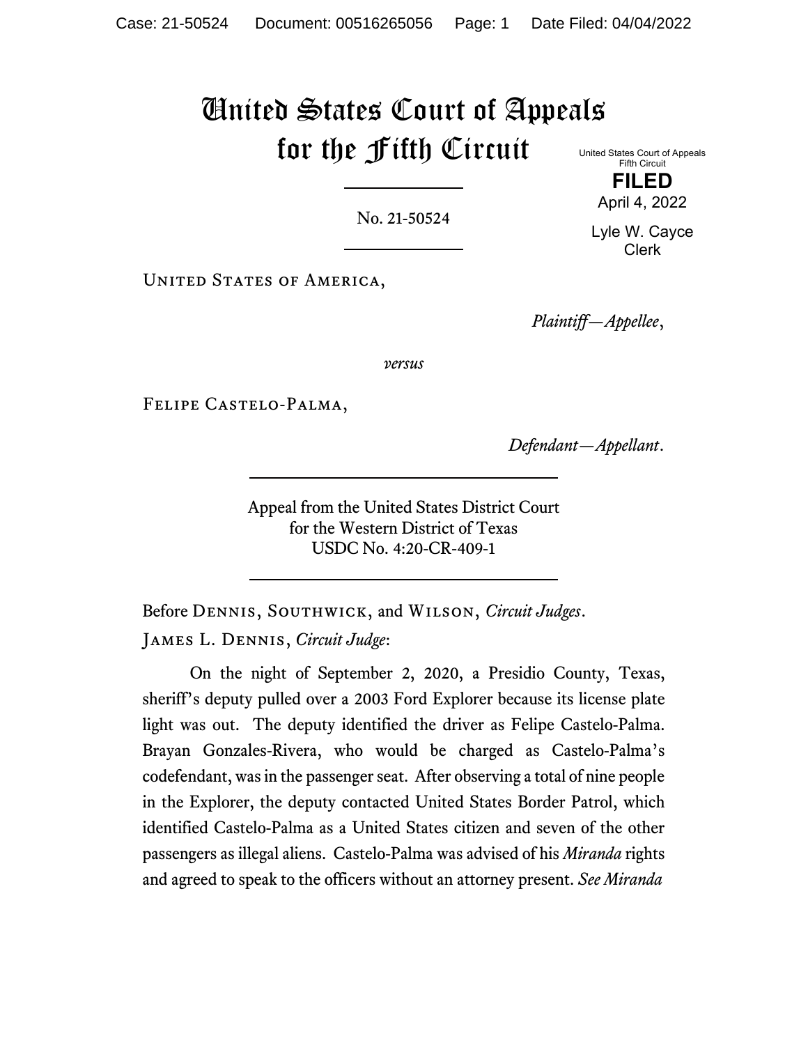# United States Court of Appeals for the Fifth Circuit

United States Court of Appeals
Fifth Circuit

**FILED**

April 4, 2022

Lyle W. Cayce
Clerk

No. 21-50524

United States of America,

*Plaintiff—Appellee*,

*versus*

Felipe Castelo-Palma,

*Defendant—Appellant*.

Appeal from the United States District Court
for the Western District of Texas
USDC No. 4:20-CR-409-1

Before Dennis, Southwick, and Wilson, *Circuit Judges*.

James L. Dennis, *Circuit Judge*:

On the night of September 2, 2020, a Presidio County, Texas, sheriff's deputy pulled over a 2003 Ford Explorer because its license plate light was out. The deputy identified the driver as Felipe Castelo-Palma. Brayan Gonzales-Rivera, who would be charged as Castelo-Palma's codefendant, was in the passenger seat. After observing a total of nine people in the Explorer, the deputy contacted United States Border Patrol, which identified Castelo-Palma as a United States citizen and seven of the other passengers as illegal aliens. Castelo-Palma was advised of his *Miranda* rights and agreed to speak to the officers without an attorney present. *See Miranda*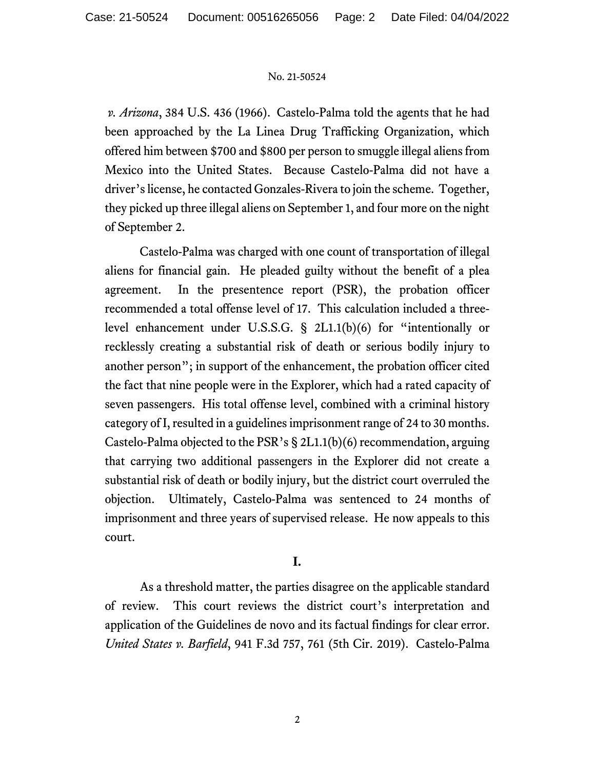*v. Arizona*, 384 U.S. 436 (1966). Castelo-Palma told the agents that he had been approached by the La Linea Drug Trafficking Organization, which offered him between $700 and $800 per person to smuggle illegal aliens from Mexico into the United States. Because Castelo-Palma did not have a driver's license, he contacted Gonzales-Rivera to join the scheme. Together, they picked up three illegal aliens on September 1, and four more on the night of September 2.

Castelo-Palma was charged with one count of transportation of illegal aliens for financial gain. He pleaded guilty without the benefit of a plea agreement. In the presentence report (PSR), the probation officer recommended a total offense level of 17. This calculation included a three-level enhancement under U.S.S.G. § 2L1.1(b)(6) for "intentionally or recklessly creating a substantial risk of death or serious bodily injury to another person"; in support of the enhancement, the probation officer cited the fact that nine people were in the Explorer, which had a rated capacity of seven passengers. His total offense level, combined with a criminal history category of I, resulted in a guidelines imprisonment range of 24 to 30 months. Castelo-Palma objected to the PSR's § 2L1.1(b)(6) recommendation, arguing that carrying two additional passengers in the Explorer did not create a substantial risk of death or bodily injury, but the district court overruled the objection. Ultimately, Castelo-Palma was sentenced to 24 months of imprisonment and three years of supervised release. He now appeals to this court.

## I.

As a threshold matter, the parties disagree on the applicable standard of review. This court reviews the district court's interpretation and application of the Guidelines de novo and its factual findings for clear error. *United States v. Barfield*, 941 F.3d 757, 761 (5th Cir. 2019). Castelo-Palma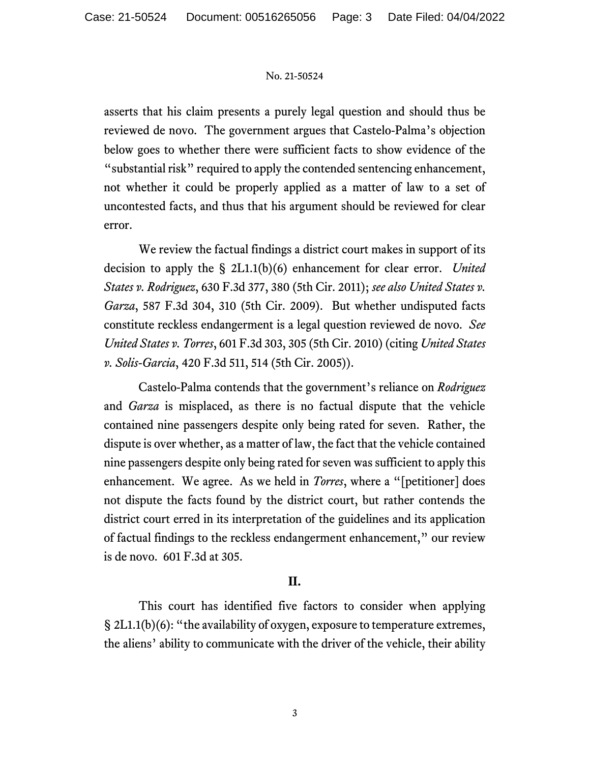asserts that his claim presents a purely legal question and should thus be reviewed de novo. The government argues that Castelo-Palma's objection below goes to whether there were sufficient facts to show evidence of the "substantial risk" required to apply the contended sentencing enhancement, not whether it could be properly applied as a matter of law to a set of uncontested facts, and thus that his argument should be reviewed for clear error.

We review the factual findings a district court makes in support of its decision to apply the § 2L1.1(b)(6) enhancement for clear error. *United States v. Rodriguez*, 630 F.3d 377, 380 (5th Cir. 2011); *see also United States v. Garza*, 587 F.3d 304, 310 (5th Cir. 2009). But whether undisputed facts constitute reckless endangerment is a legal question reviewed de novo. *See United States v. Torres*, 601 F.3d 303, 305 (5th Cir. 2010) (citing *United States v. Solis-Garcia*, 420 F.3d 511, 514 (5th Cir. 2005)).

Castelo-Palma contends that the government's reliance on *Rodriguez* and *Garza* is misplaced, as there is no factual dispute that the vehicle contained nine passengers despite only being rated for seven. Rather, the dispute is over whether, as a matter of law, the fact that the vehicle contained nine passengers despite only being rated for seven was sufficient to apply this enhancement. We agree. As we held in *Torres*, where a "[petitioner] does not dispute the facts found by the district court, but rather contends the district court erred in its interpretation of the guidelines and its application of factual findings to the reckless endangerment enhancement," our review is de novo. 601 F.3d at 305.

## II.

This court has identified five factors to consider when applying § 2L1.1(b)(6): "the availability of oxygen, exposure to temperature extremes, the aliens' ability to communicate with the driver of the vehicle, their ability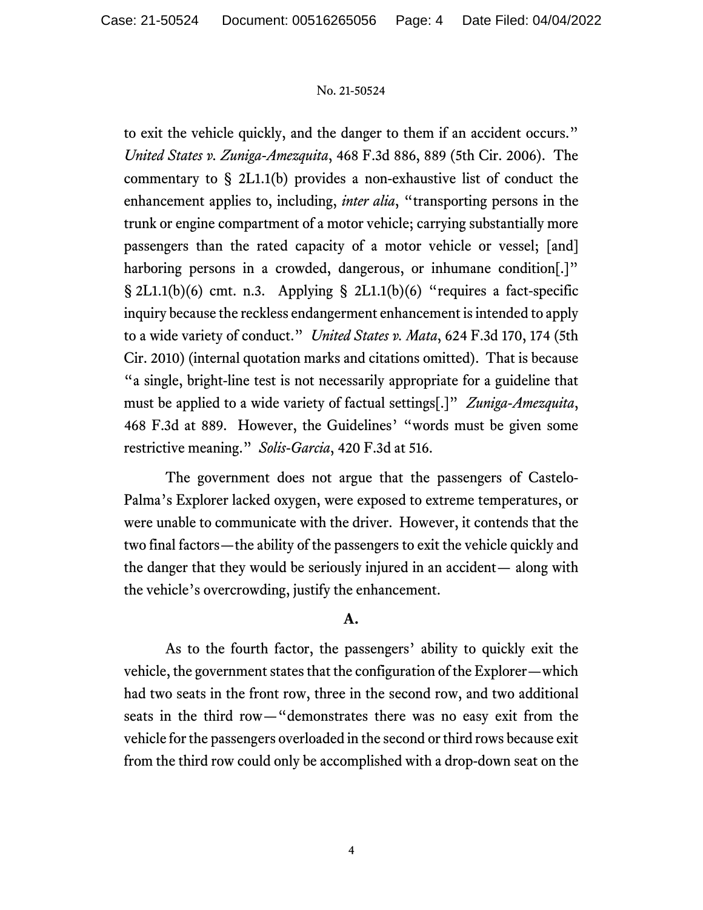to exit the vehicle quickly, and the danger to them if an accident occurs." *United States v. Zuniga-Amezquita*, 468 F.3d 886, 889 (5th Cir. 2006). The commentary to § 2L1.1(b) provides a non-exhaustive list of conduct the enhancement applies to, including, *inter alia*, "transporting persons in the trunk or engine compartment of a motor vehicle; carrying substantially more passengers than the rated capacity of a motor vehicle or vessel; [and] harboring persons in a crowded, dangerous, or inhumane condition[.]" § 2L1.1(b)(6) cmt. n.3. Applying § 2L1.1(b)(6) "requires a fact-specific inquiry because the reckless endangerment enhancement is intended to apply to a wide variety of conduct." *United States v. Mata*, 624 F.3d 170, 174 (5th Cir. 2010) (internal quotation marks and citations omitted). That is because "a single, bright-line test is not necessarily appropriate for a guideline that must be applied to a wide variety of factual settings[.]" *Zuniga-Amezquita*, 468 F.3d at 889. However, the Guidelines' "words must be given some restrictive meaning." *Solis-Garcia*, 420 F.3d at 516.

The government does not argue that the passengers of Castelo-Palma's Explorer lacked oxygen, were exposed to extreme temperatures, or were unable to communicate with the driver. However, it contends that the two final factors—the ability of the passengers to exit the vehicle quickly and the danger that they would be seriously injured in an accident— along with the vehicle's overcrowding, justify the enhancement.

**A.**

As to the fourth factor, the passengers' ability to quickly exit the vehicle, the government states that the configuration of the Explorer—which had two seats in the front row, three in the second row, and two additional seats in the third row—"demonstrates there was no easy exit from the vehicle for the passengers overloaded in the second or third rows because exit from the third row could only be accomplished with a drop-down seat on the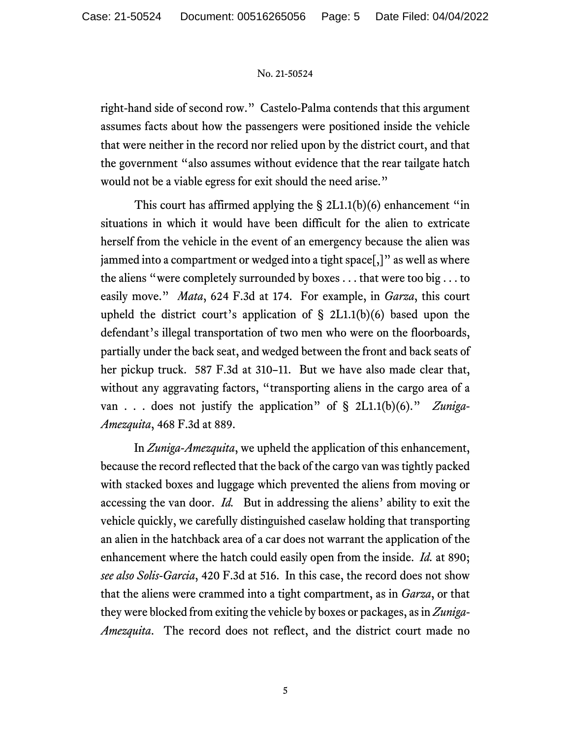right-hand side of second row." Castelo-Palma contends that this argument assumes facts about how the passengers were positioned inside the vehicle that were neither in the record nor relied upon by the district court, and that the government "also assumes without evidence that the rear tailgate hatch would not be a viable egress for exit should the need arise."

This court has affirmed applying the § 2L1.1(b)(6) enhancement "in situations in which it would have been difficult for the alien to extricate herself from the vehicle in the event of an emergency because the alien was jammed into a compartment or wedged into a tight space[,]" as well as where the aliens "were completely surrounded by boxes . . . that were too big . . . to easily move." *Mata*, 624 F.3d at 174. For example, in *Garza*, this court upheld the district court's application of § 2L1.1(b)(6) based upon the defendant's illegal transportation of two men who were on the floorboards, partially under the back seat, and wedged between the front and back seats of her pickup truck. 587 F.3d at 310–11. But we have also made clear that, without any aggravating factors, "transporting aliens in the cargo area of a van . . . does not justify the application" of § 2L1.1(b)(6)." *Zuniga-Amezquita*, 468 F.3d at 889.

In *Zuniga-Amezquita*, we upheld the application of this enhancement, because the record reflected that the back of the cargo van was tightly packed with stacked boxes and luggage which prevented the aliens from moving or accessing the van door. *Id.* But in addressing the aliens' ability to exit the vehicle quickly, we carefully distinguished caselaw holding that transporting an alien in the hatchback area of a car does not warrant the application of the enhancement where the hatch could easily open from the inside. *Id.* at 890; *see also Solis-Garcia*, 420 F.3d at 516. In this case, the record does not show that the aliens were crammed into a tight compartment, as in *Garza*, or that they were blocked from exiting the vehicle by boxes or packages, as in *Zuniga-Amezquita*. The record does not reflect, and the district court made no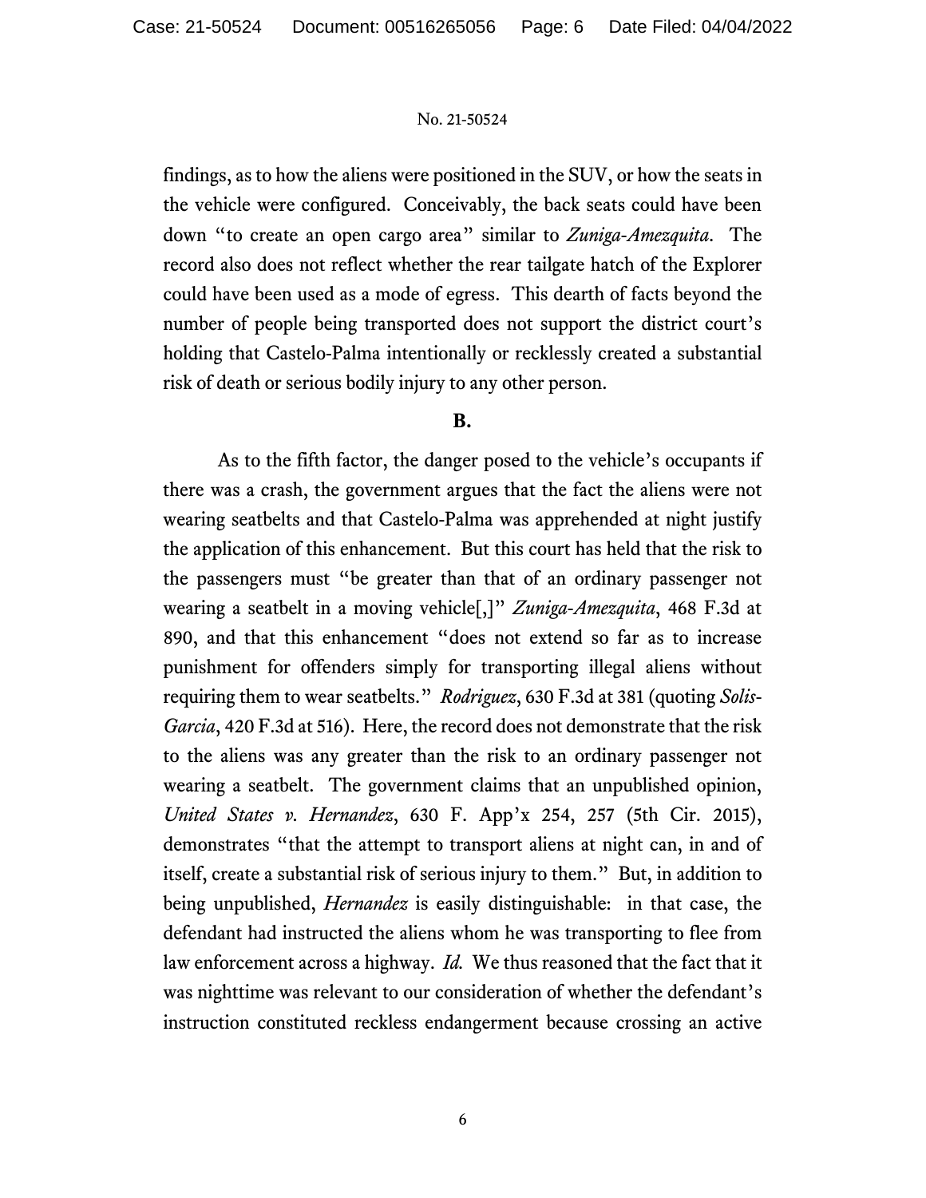findings, as to how the aliens were positioned in the SUV, or how the seats in the vehicle were configured. Conceivably, the back seats could have been down "to create an open cargo area" similar to *Zuniga-Amezquita*. The record also does not reflect whether the rear tailgate hatch of the Explorer could have been used as a mode of egress. This dearth of facts beyond the number of people being transported does not support the district court's holding that Castelo-Palma intentionally or recklessly created a substantial risk of death or serious bodily injury to any other person.

**B.**

As to the fifth factor, the danger posed to the vehicle's occupants if there was a crash, the government argues that the fact the aliens were not wearing seatbelts and that Castelo-Palma was apprehended at night justify the application of this enhancement. But this court has held that the risk to the passengers must "be greater than that of an ordinary passenger not wearing a seatbelt in a moving vehicle[,]" *Zuniga-Amezquita*, 468 F.3d at 890, and that this enhancement "does not extend so far as to increase punishment for offenders simply for transporting illegal aliens without requiring them to wear seatbelts." *Rodriguez*, 630 F.3d at 381 (quoting *Solis-Garcia*, 420 F.3d at 516). Here, the record does not demonstrate that the risk to the aliens was any greater than the risk to an ordinary passenger not wearing a seatbelt. The government claims that an unpublished opinion, *United States v. Hernandez*, 630 F. App'x 254, 257 (5th Cir. 2015), demonstrates "that the attempt to transport aliens at night can, in and of itself, create a substantial risk of serious injury to them." But, in addition to being unpublished, *Hernandez* is easily distinguishable: in that case, the defendant had instructed the aliens whom he was transporting to flee from law enforcement across a highway. *Id.* We thus reasoned that the fact that it was nighttime was relevant to our consideration of whether the defendant's instruction constituted reckless endangerment because crossing an active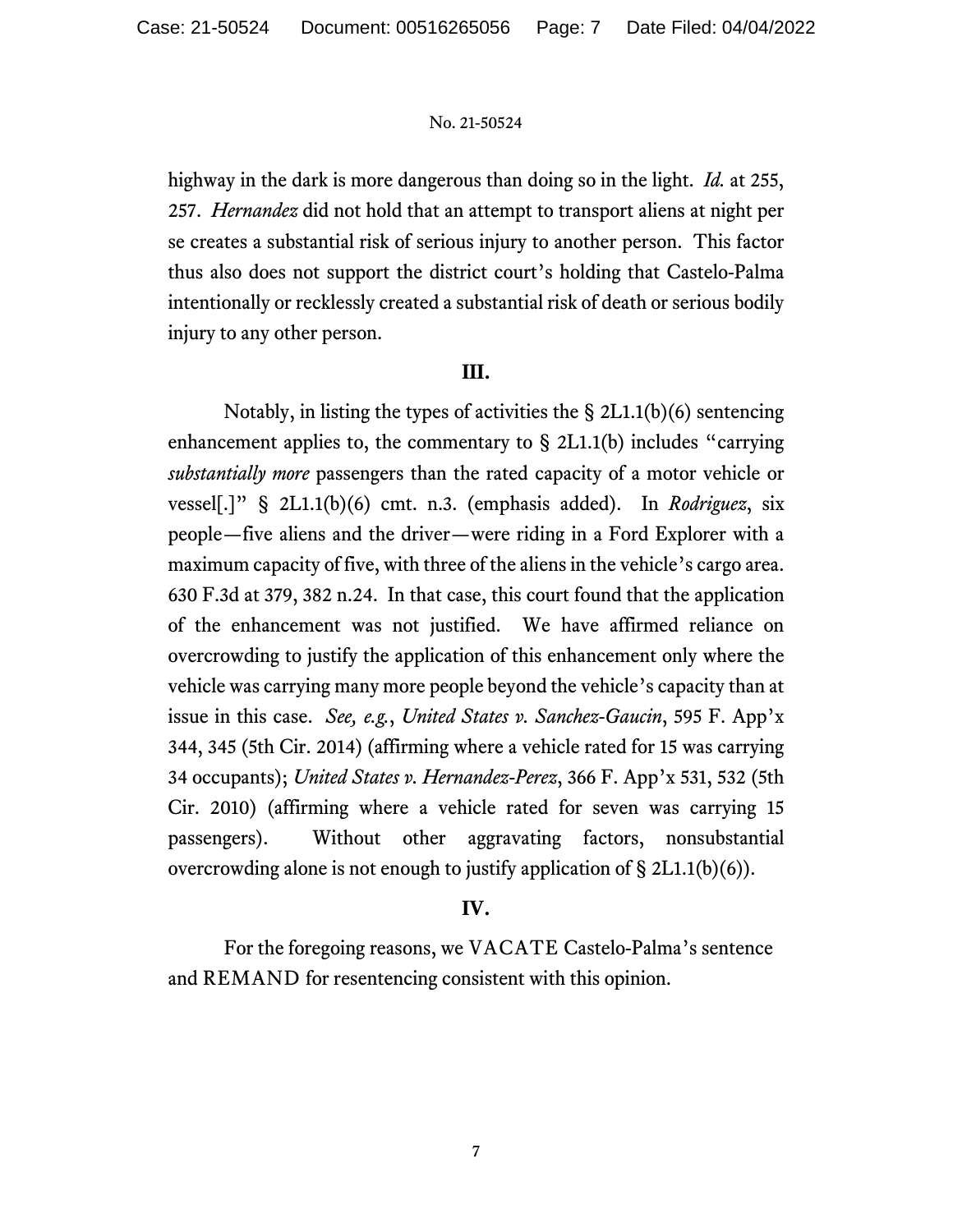highway in the dark is more dangerous than doing so in the light. *Id.* at 255, 257. *Hernandez* did not hold that an attempt to transport aliens at night per se creates a substantial risk of serious injury to another person. This factor thus also does not support the district court's holding that Castelo-Palma intentionally or recklessly created a substantial risk of death or serious bodily injury to any other person.

## III.

Notably, in listing the types of activities the § 2L1.1(b)(6) sentencing enhancement applies to, the commentary to § 2L1.1(b) includes "carrying *substantially more* passengers than the rated capacity of a motor vehicle or vessel[.]" § 2L1.1(b)(6) cmt. n.3. (emphasis added). In *Rodriguez*, six people—five aliens and the driver—were riding in a Ford Explorer with a maximum capacity of five, with three of the aliens in the vehicle's cargo area. 630 F.3d at 379, 382 n.24. In that case, this court found that the application of the enhancement was not justified. We have affirmed reliance on overcrowding to justify the application of this enhancement only where the vehicle was carrying many more people beyond the vehicle's capacity than at issue in this case. *See, e.g.*, *United States v. Sanchez-Gaucin*, 595 F. App'x 344, 345 (5th Cir. 2014) (affirming where a vehicle rated for 15 was carrying 34 occupants); *United States v. Hernandez-Perez*, 366 F. App'x 531, 532 (5th Cir. 2010) (affirming where a vehicle rated for seven was carrying 15 passengers). Without other aggravating factors, nonsubstantial overcrowding alone is not enough to justify application of § 2L1.1(b)(6)).

## IV.

For the foregoing reasons, we VACATE Castelo-Palma's sentence and REMAND for resentencing consistent with this opinion.